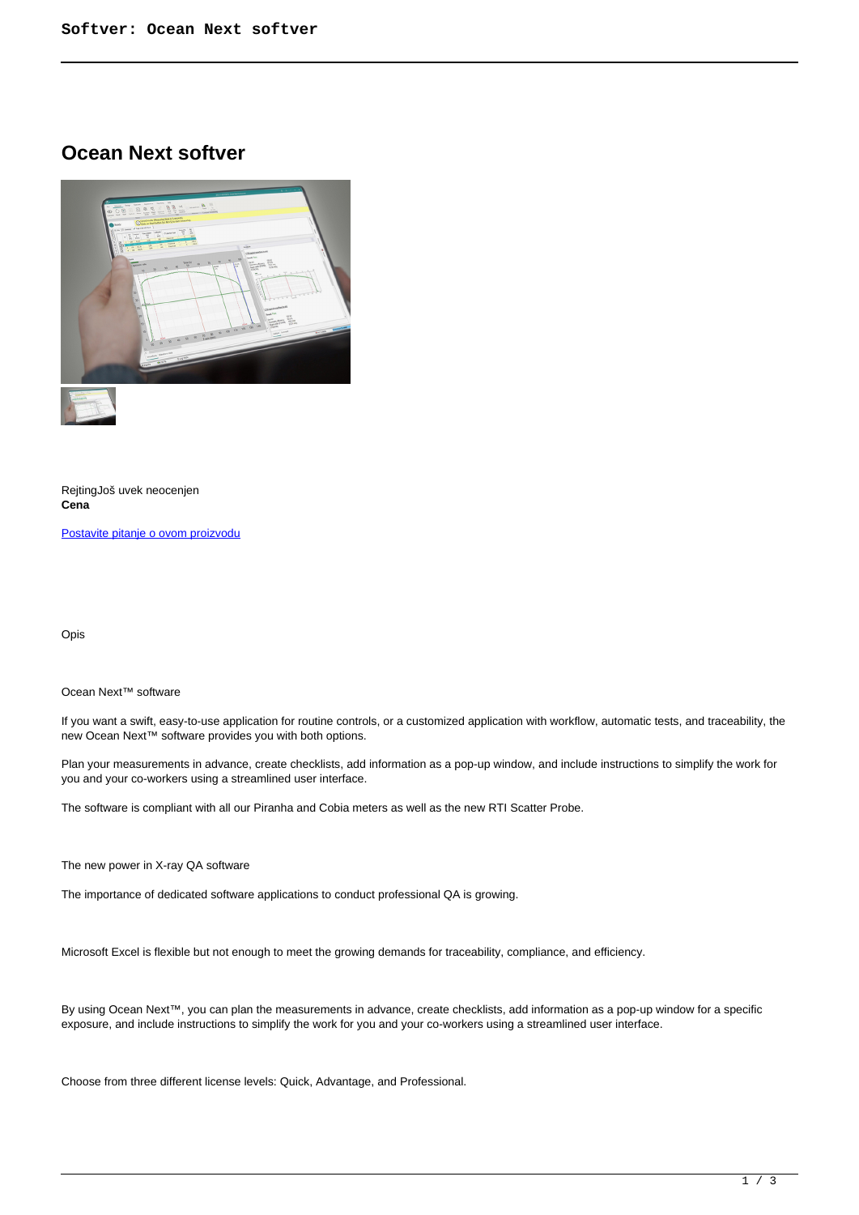# Ocean Next softver

RejtingJoš uvek neocenjen
**Cena**

[Postavite pitanje o ovom proizvodu]

Opis

Ocean Next™ software

If you want a swift, easy-to-use application for routine controls, or a customized application with workflow, automatic tests, and traceability, the new Ocean Next™ software provides you with both options.

Plan your measurements in advance, create checklists, add information as a pop-up window, and include instructions to simplify the work for you and your co-workers using a streamlined user interface.

The software is compliant with all our Piranha and Cobia meters as well as the new RTI Scatter Probe.

The new power in X-ray QA software

The importance of dedicated software applications to conduct professional QA is growing.

Microsoft Excel is flexible but not enough to meet the growing demands for traceability, compliance, and efficiency.

By using Ocean Next™, you can plan the measurements in advance, create checklists, add information as a pop-up window for a specific exposure, and include instructions to simplify the work for you and your co-workers using a streamlined user interface.

Choose from three different license levels: Quick, Advantage, and Professional.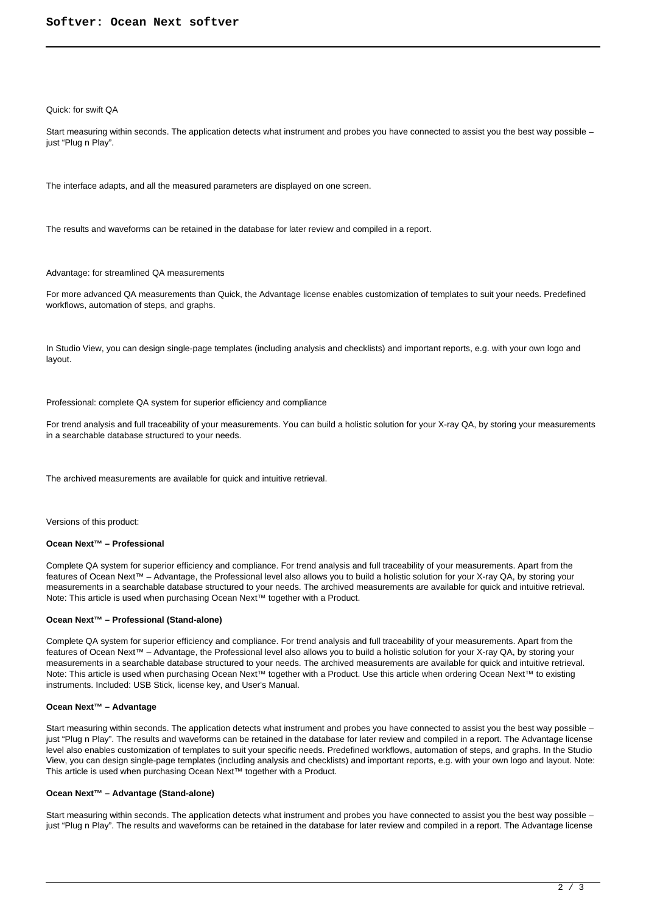Quick: for swift QA

Start measuring within seconds. The application detects what instrument and probes you have connected to assist you the best way possible – just “Plug n Play”.

The interface adapts, and all the measured parameters are displayed on one screen.

The results and waveforms can be retained in the database for later review and compiled in a report.

Advantage: for streamlined QA measurements

For more advanced QA measurements than Quick, the Advantage license enables customization of templates to suit your needs. Predefined workflows, automation of steps, and graphs.

In Studio View, you can design single-page templates (including analysis and checklists) and important reports, e.g. with your own logo and layout.

Professional: complete QA system for superior efficiency and compliance

For trend analysis and full traceability of your measurements. You can build a holistic solution for your X-ray QA, by storing your measurements in a searchable database structured to your needs.

The archived measurements are available for quick and intuitive retrieval.

Versions of this product:

**Ocean Next™ – Professional**

Complete QA system for superior efficiency and compliance. For trend analysis and full traceability of your measurements. Apart from the features of Ocean Next™ – Advantage, the Professional level also allows you to build a holistic solution for your X-ray QA, by storing your measurements in a searchable database structured to your needs. The archived measurements are available for quick and intuitive retrieval. Note: This article is used when purchasing Ocean Next™ together with a Product.

**Ocean Next™ – Professional (Stand-alone)**

Complete QA system for superior efficiency and compliance. For trend analysis and full traceability of your measurements. Apart from the features of Ocean Next™ – Advantage, the Professional level also allows you to build a holistic solution for your X-ray QA, by storing your measurements in a searchable database structured to your needs. The archived measurements are available for quick and intuitive retrieval. Note: This article is used when purchasing Ocean Next™ together with a Product. Use this article when ordering Ocean Next™ to existing instruments. Included: USB Stick, license key, and User's Manual.

**Ocean Next™ – Advantage**

Start measuring within seconds. The application detects what instrument and probes you have connected to assist you the best way possible – just “Plug n Play”. The results and waveforms can be retained in the database for later review and compiled in a report. The Advantage license level also enables customization of templates to suit your specific needs. Predefined workflows, automation of steps, and graphs. In the Studio View, you can design single-page templates (including analysis and checklists) and important reports, e.g. with your own logo and layout. Note: This article is used when purchasing Ocean Next™ together with a Product.

**Ocean Next™ – Advantage (Stand-alone)**

Start measuring within seconds. The application detects what instrument and probes you have connected to assist you the best way possible – just “Plug n Play”. The results and waveforms can be retained in the database for later review and compiled in a report. The Advantage license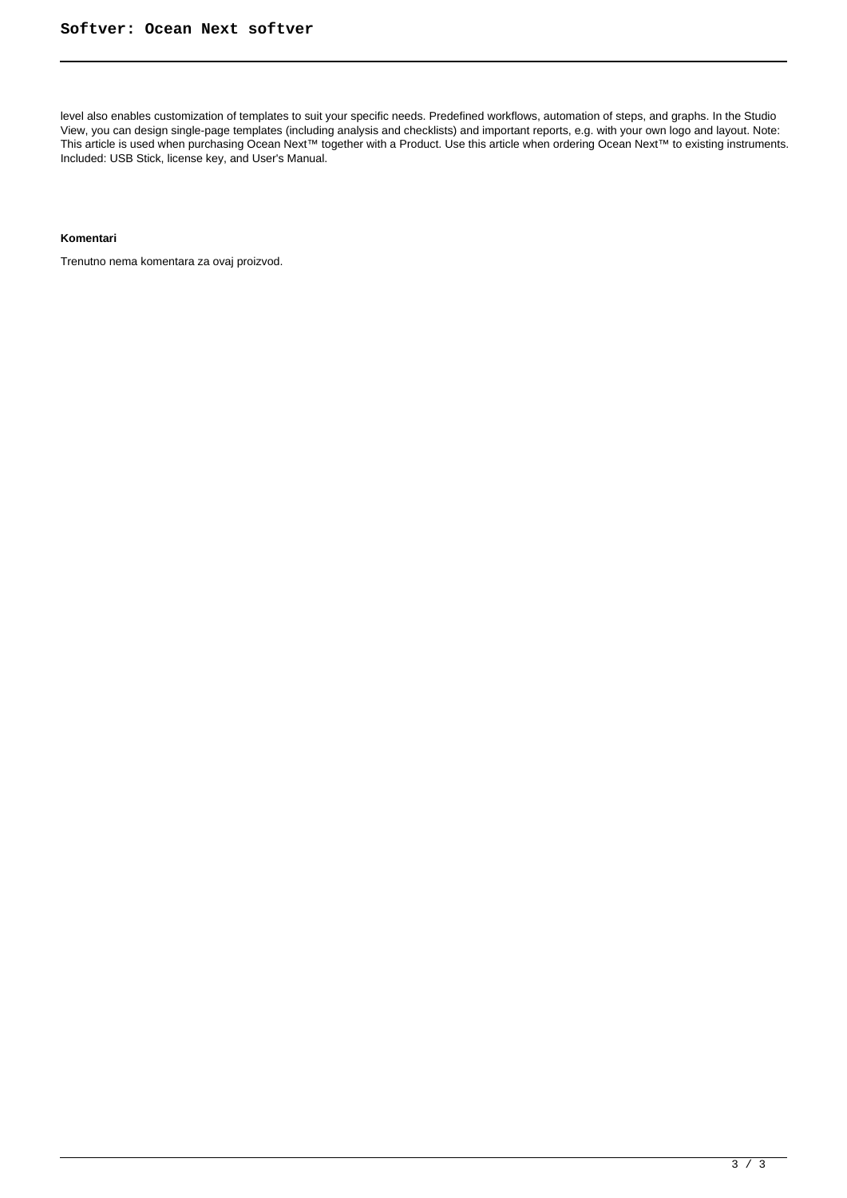level also enables customization of templates to suit your specific needs. Predefined workflows, automation of steps, and graphs. In the Studio View, you can design single-page templates (including analysis and checklists) and important reports, e.g. with your own logo and layout. Note: This article is used when purchasing Ocean Next™ together with a Product. Use this article when ordering Ocean Next™ to existing instruments. Included: USB Stick, license key, and User's Manual.

**Komentari**

Trenutno nema komentara za ovaj proizvod.